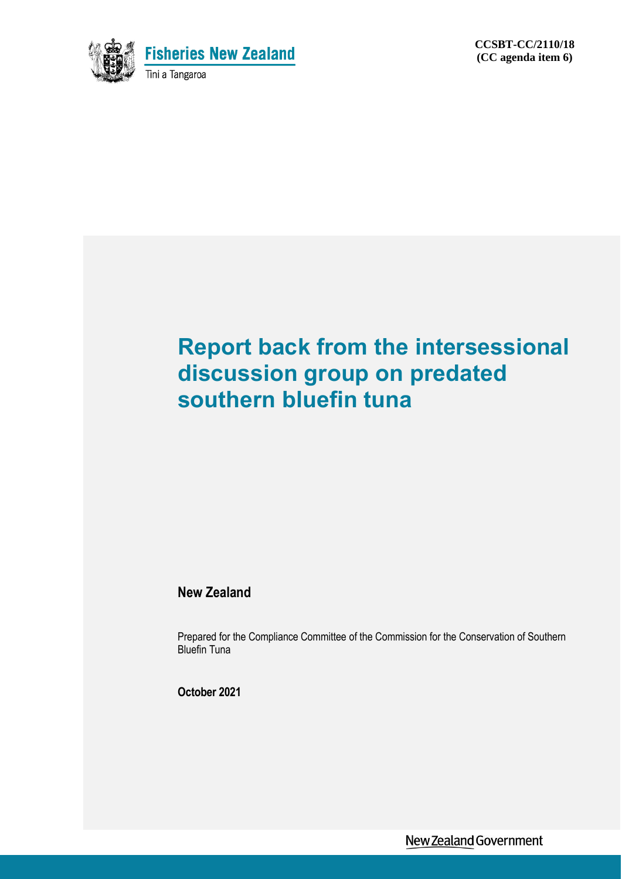**Fisheries New Zealand**

Tini a Tangaroa

**CCSBT-CC/2110/18**
**(CC agenda item 6)**

# Report back from the intersessional discussion group on predated southern bluefin tuna

**New Zealand**

Prepared for the Compliance Committee of the Commission for the Conservation of Southern Bluefin Tuna

**October 2021**

New Zealand Government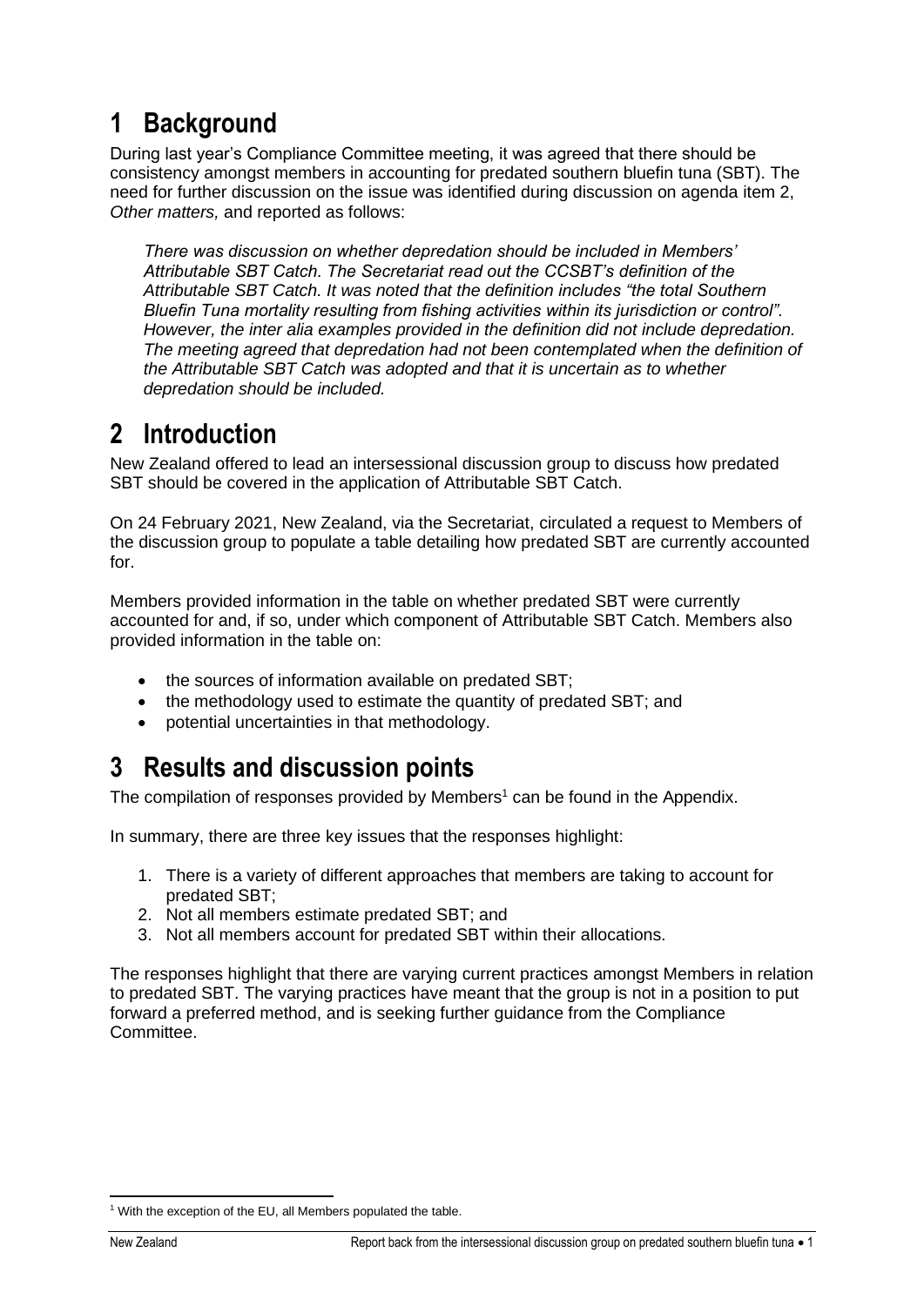# 1 Background

During last year's Compliance Committee meeting, it was agreed that there should be consistency amongst members in accounting for predated southern bluefin tuna (SBT). The need for further discussion on the issue was identified during discussion on agenda item 2, *Other matters,* and reported as follows:

> *There was discussion on whether depredation should be included in Members' Attributable SBT Catch. The Secretariat read out the CCSBT's definition of the Attributable SBT Catch. It was noted that the definition includes "the total Southern Bluefin Tuna mortality resulting from fishing activities within its jurisdiction or control". However, the inter alia examples provided in the definition did not include depredation. The meeting agreed that depredation had not been contemplated when the definition of the Attributable SBT Catch was adopted and that it is uncertain as to whether depredation should be included.*

# 2 Introduction

New Zealand offered to lead an intersessional discussion group to discuss how predated SBT should be covered in the application of Attributable SBT Catch.

On 24 February 2021, New Zealand, via the Secretariat, circulated a request to Members of the discussion group to populate a table detailing how predated SBT are currently accounted for.

Members provided information in the table on whether predated SBT were currently accounted for and, if so, under which component of Attributable SBT Catch. Members also provided information in the table on:

- the sources of information available on predated SBT;
- the methodology used to estimate the quantity of predated SBT; and
- potential uncertainties in that methodology.

# 3 Results and discussion points

The compilation of responses provided by Members[1] can be found in the Appendix.

In summary, there are three key issues that the responses highlight:

1. There is a variety of different approaches that members are taking to account for predated SBT;
2. Not all members estimate predated SBT; and
3. Not all members account for predated SBT within their allocations.

The responses highlight that there are varying current practices amongst Members in relation to predated SBT. The varying practices have meant that the group is not in a position to put forward a preferred method, and is seeking further guidance from the Compliance Committee.

[1] With the exception of the EU, all Members populated the table.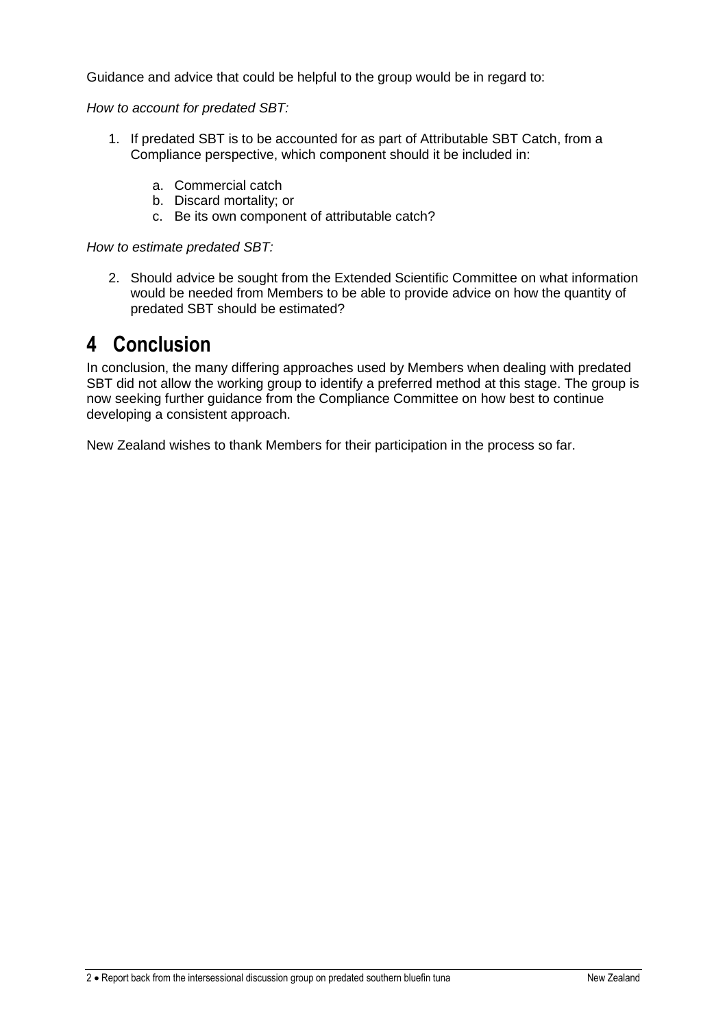Guidance and advice that could be helpful to the group would be in regard to:

*How to account for predated SBT:*

1. If predated SBT is to be accounted for as part of Attributable SBT Catch, from a Compliance perspective, which component should it be included in:

    a. Commercial catch
    b. Discard mortality; or
    c. Be its own component of attributable catch?

*How to estimate predated SBT:*

2. Should advice be sought from the Extended Scientific Committee on what information would be needed from Members to be able to provide advice on how the quantity of predated SBT should be estimated?

# 4 Conclusion

In conclusion, the many differing approaches used by Members when dealing with predated SBT did not allow the working group to identify a preferred method at this stage. The group is now seeking further guidance from the Compliance Committee on how best to continue developing a consistent approach.

New Zealand wishes to thank Members for their participation in the process so far.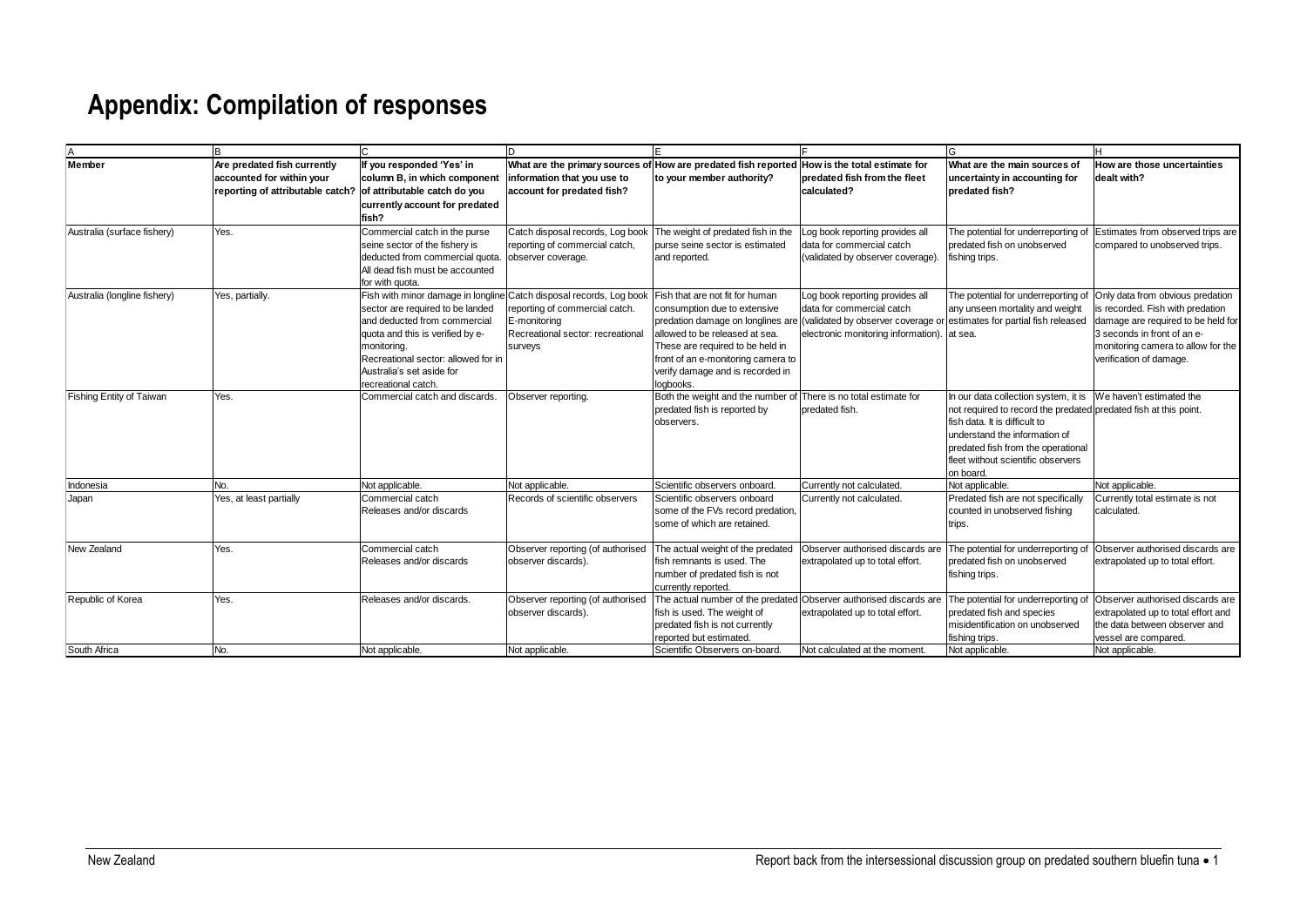# Appendix: Compilation of responses

| A | B | C | D | E | F | G | H |
|---|---|---|---|---|---|---|---|
| **Member** | **Are predated fish currently accounted for within your reporting of attributable catch?** | **If you responded 'Yes' in column B, in which component of attributable catch do you currently account for predated fish?** | **What are the primary sources of information that you use to account for predated fish?** | **How are predated fish reported to your member authority?** | **How is the total estimate for predated fish from the fleet calculated?** | **What are the main sources of uncertainty in accounting for predated fish?** | **How are those uncertainties dealt with?** |
| Australia (surface fishery) | Yes. | Commercial catch in the purse seine sector of the fishery is deducted from commercial quota. All dead fish must be accounted for with quota. | Catch disposal records, Log book reporting of commercial catch, observer coverage. | The weight of predated fish in the purse seine sector is estimated and reported. | Log book reporting provides all data for commercial catch (validated by observer coverage). | The potential for underreporting of predated fish on unobserved fishing trips. | Estimates from observed trips are compared to unobserved trips. |
| Australia (longline fishery) | Yes, partially. | Fish with minor damage in longline sector are required to be landed and deducted from commercial quota and this is verified by e-monitoring.<br>Recreational sector: allowed for in Australia's set aside for recreational catch. | Catch disposal records, Log book reporting of commercial catch.<br>E-monitoring<br>Recreational sector: recreational surveys | Fish that are not fit for human consumption due to extensive predation damage on longlines are allowed to be released at sea. These are required to be held in front of an e-monitoring camera to verify damage and is recorded in logbooks. | Log book reporting provides all data for commercial catch (validated by observer coverage or electronic monitoring information). | The potential for underreporting of any unseen mortality and weight estimates for partial fish released at sea. | Only data from obvious predation is recorded. Fish with predation damage are required to be held for 3 seconds in front of an e-monitoring camera to allow for the verification of damage. |
| Fishing Entity of Taiwan | Yes. | Commercial catch and discards. | Observer reporting. | Both the weight and the number of predated fish is reported by observers. | There is no total estimate for predated fish. | In our data collection system, it is not required to record the predated fish data. It is difficult to understand the information of predated fish from the operational fleet without scientific observers on board. | We haven't estimated the predated fish at this point. |
| Indonesia | No. | Not applicable. | Not applicable. | Scientific observers onboard. | Currently not calculated. | Not applicable. | Not applicable. |
| Japan | Yes, at least partially | Commercial catch<br>Releases and/or discards | Records of scientific observers | Scientific observers onboard some of the FVs record predation, some of which are retained. | Currently not calculated. | Predated fish are not specifically counted in unobserved fishing trips. | Currently total estimate is not calculated. |
| New Zealand | Yes. | Commercial catch<br>Releases and/or discards | Observer reporting (of authorised observer discards). | The actual weight of the predated fish remnants is used. The number of predated fish is not currently reported. | Observer authorised discards are extrapolated up to total effort. | The potential for underreporting of predated fish on unobserved fishing trips. | Observer authorised discards are extrapolated up to total effort. |
| Republic of Korea | Yes. | Releases and/or discards. | Observer reporting (of authorised observer discards). | The actual number of the predated fish is used. The weight of predated fish is not currently reported but estimated. | Observer authorised discards are extrapolated up to total effort. | The potential for underreporting of predated fish and species misidentification on unobserved fishing trips. | Observer authorised discards are extrapolated up to total effort and the data between observer and vessel are compared. |
| South Africa | No. | Not applicable. | Not applicable. | Scientific Observers on-board. | Not calculated at the moment. | Not applicable. | Not applicable. |